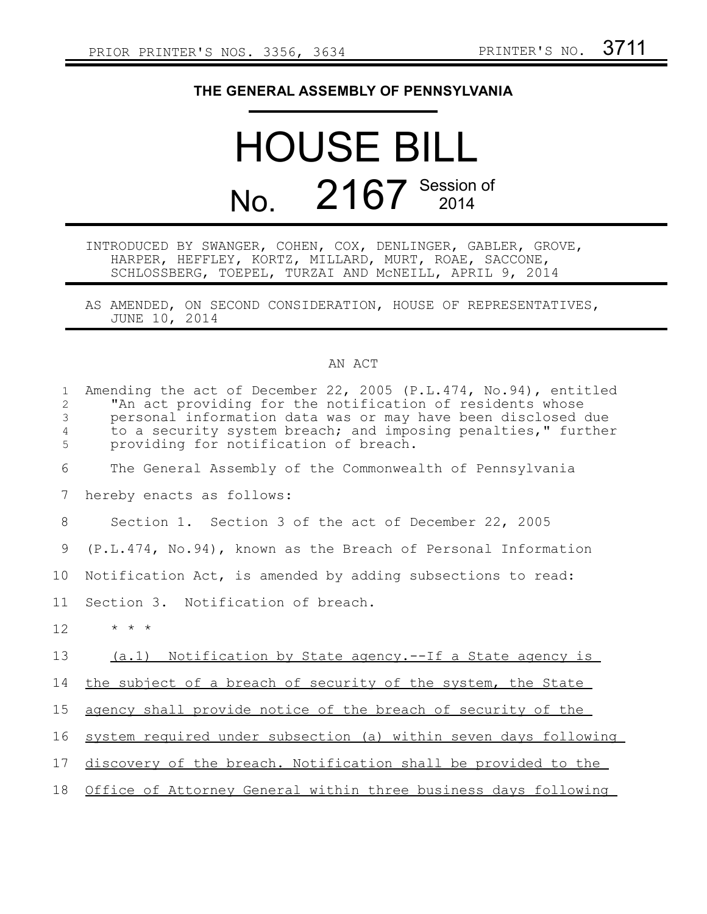PRIOR PRINTER'S NOS. 3356, 3634 PRINTER'S NO. 3711

# THE GENERAL ASSEMBLY OF PENNSYLVANIA

# HOUSE BILL No. 2167 Session of 2014

INTRODUCED BY SWANGER, COHEN, COX, DENLINGER, GABLER, GROVE, HARPER, HEFFLEY, KORTZ, MILLARD, MURT, ROAE, SACCONE, SCHLOSSBERG, TOEPEL, TURZAI AND McNEILL, APRIL 9, 2014

AS AMENDED, ON SECOND CONSIDERATION, HOUSE OF REPRESENTATIVES, JUNE 10, 2014

## AN ACT

Amending the act of December 22, 2005 (P.L.474, No.94), entitled "An act providing for the notification of residents whose personal information data was or may have been disclosed due to a security system breach; and imposing penalties," further providing for notification of breach.

The General Assembly of the Commonwealth of Pennsylvania hereby enacts as follows:

Section 1. Section 3 of the act of December 22, 2005 (P.L.474, No.94), known as the Breach of Personal Information Notification Act, is amended by adding subsections to read:

Section 3. Notification of breach.

\* \* \*

<u>(a.1) Notification by State agency.--If a State agency is the subject of a breach of security of the system, the State agency shall provide notice of the breach of security of the system required under subsection (a) within seven days following discovery of the breach. Notification shall be provided to the Office of Attorney General within three business days following</u>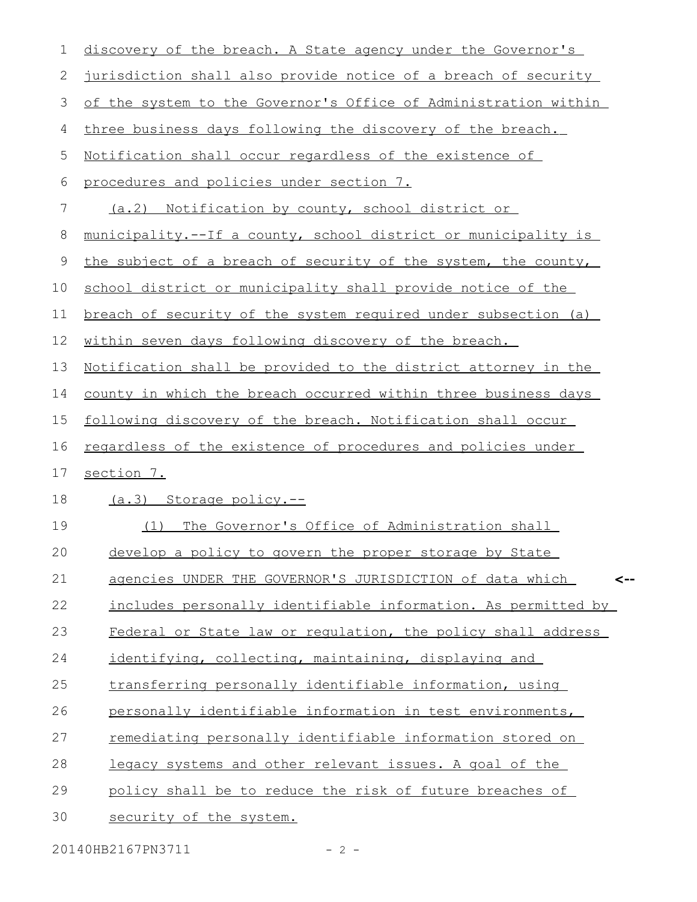discovery of the breach. A State agency under the Governor's jurisdiction shall also provide notice of a breach of security of the system to the Governor's Office of Administration within three business days following the discovery of the breach. Notification shall occur regardless of the existence of procedures and policies under section 7.

(a.2) Notification by county, school district or municipality.--If a county, school district or municipality is the subject of a breach of security of the system, the county, school district or municipality shall provide notice of the breach of security of the system required under subsection (a) within seven days following discovery of the breach. Notification shall be provided to the district attorney in the county in which the breach occurred within three business days following discovery of the breach. Notification shall occur regardless of the existence of procedures and policies under section 7.

(a.3) Storage policy.--

(1) The Governor's Office of Administration shall develop a policy to govern the proper storage by State agencies UNDER THE GOVERNOR'S JURISDICTION of data which includes personally identifiable information. As permitted by Federal or State law or regulation, the policy shall address identifying, collecting, maintaining, displaying and transferring personally identifiable information, using personally identifiable information in test environments, remediating personally identifiable information stored on legacy systems and other relevant issues. A goal of the policy shall be to reduce the risk of future breaches of security of the system.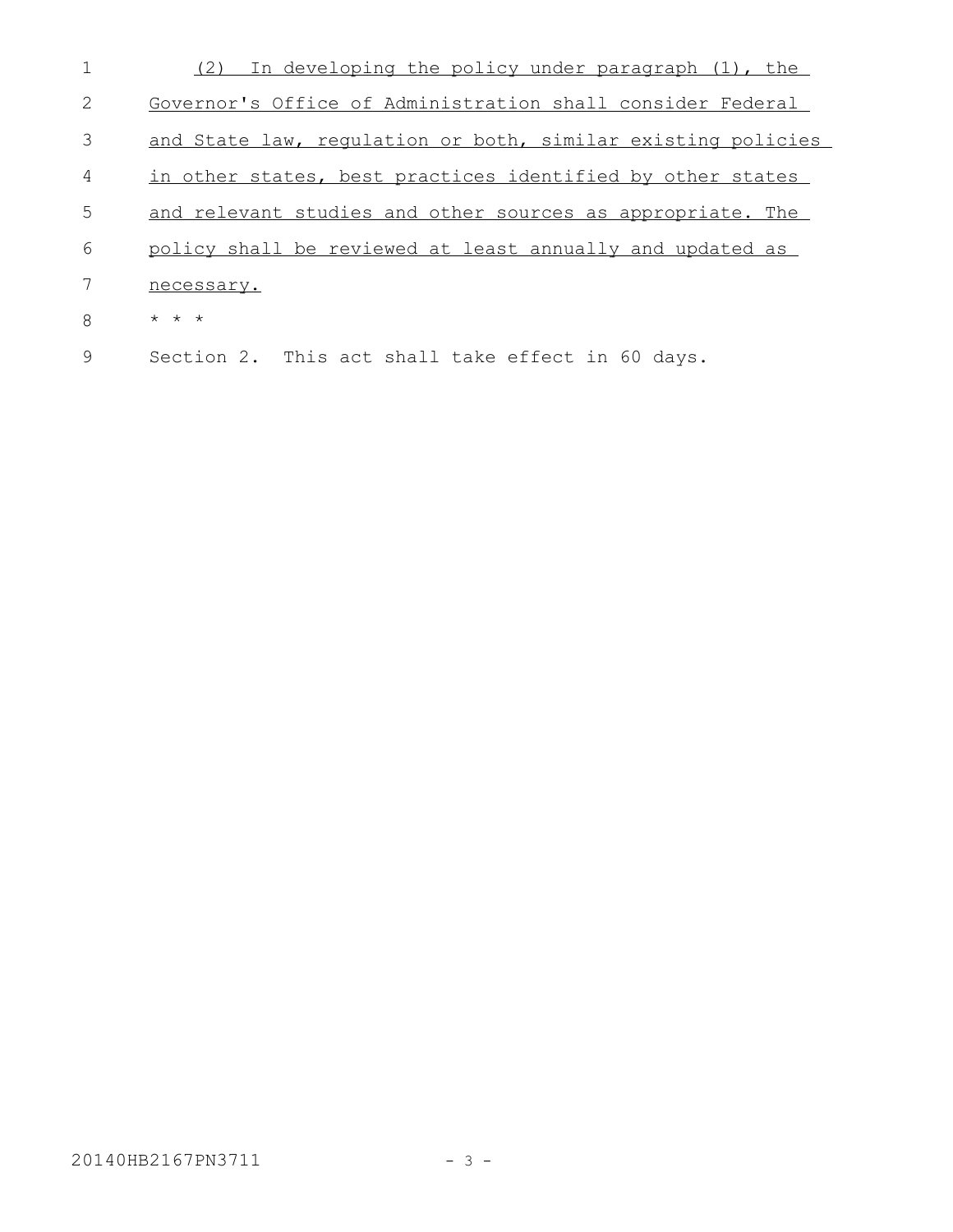(2) In developing the policy under paragraph (1), the Governor's Office of Administration shall consider Federal and State law, regulation or both, similar existing policies in other states, best practices identified by other states and relevant studies and other sources as appropriate. The policy shall be reviewed at least annually and updated as necessary.

* * *

Section 2. This act shall take effect in 60 days.